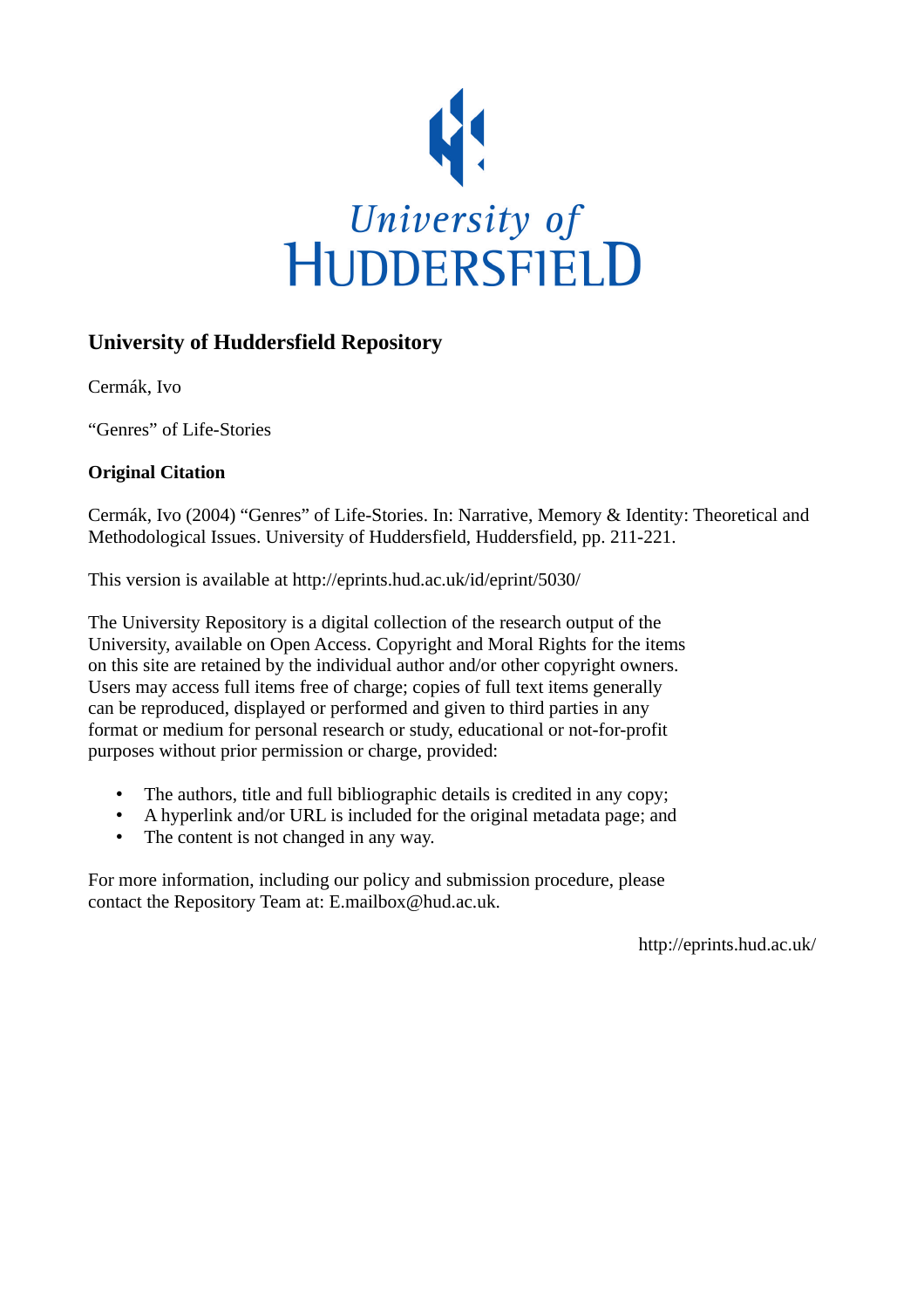University of HUDDERSFIELD

## University of Huddersfield Repository

Cermák, Ivo

“Genres” of Life-Stories

### Original Citation

Cermák, Ivo (2004) “Genres” of Life-Stories. In: Narrative, Memory & Identity: Theoretical and Methodological Issues. University of Huddersfield, Huddersfield, pp. 211-221.

This version is available at http://eprints.hud.ac.uk/id/eprint/5030/

The University Repository is a digital collection of the research output of the University, available on Open Access. Copyright and Moral Rights for the items on this site are retained by the individual author and/or other copyright owners. Users may access full items free of charge; copies of full text items generally can be reproduced, displayed or performed and given to third parties in any format or medium for personal research or study, educational or not-for-profit purposes without prior permission or charge, provided:

- The authors, title and full bibliographic details is credited in any copy;
- A hyperlink and/or URL is included for the original metadata page; and
- The content is not changed in any way.

For more information, including our policy and submission procedure, please contact the Repository Team at: E.mailbox@hud.ac.uk.

http://eprints.hud.ac.uk/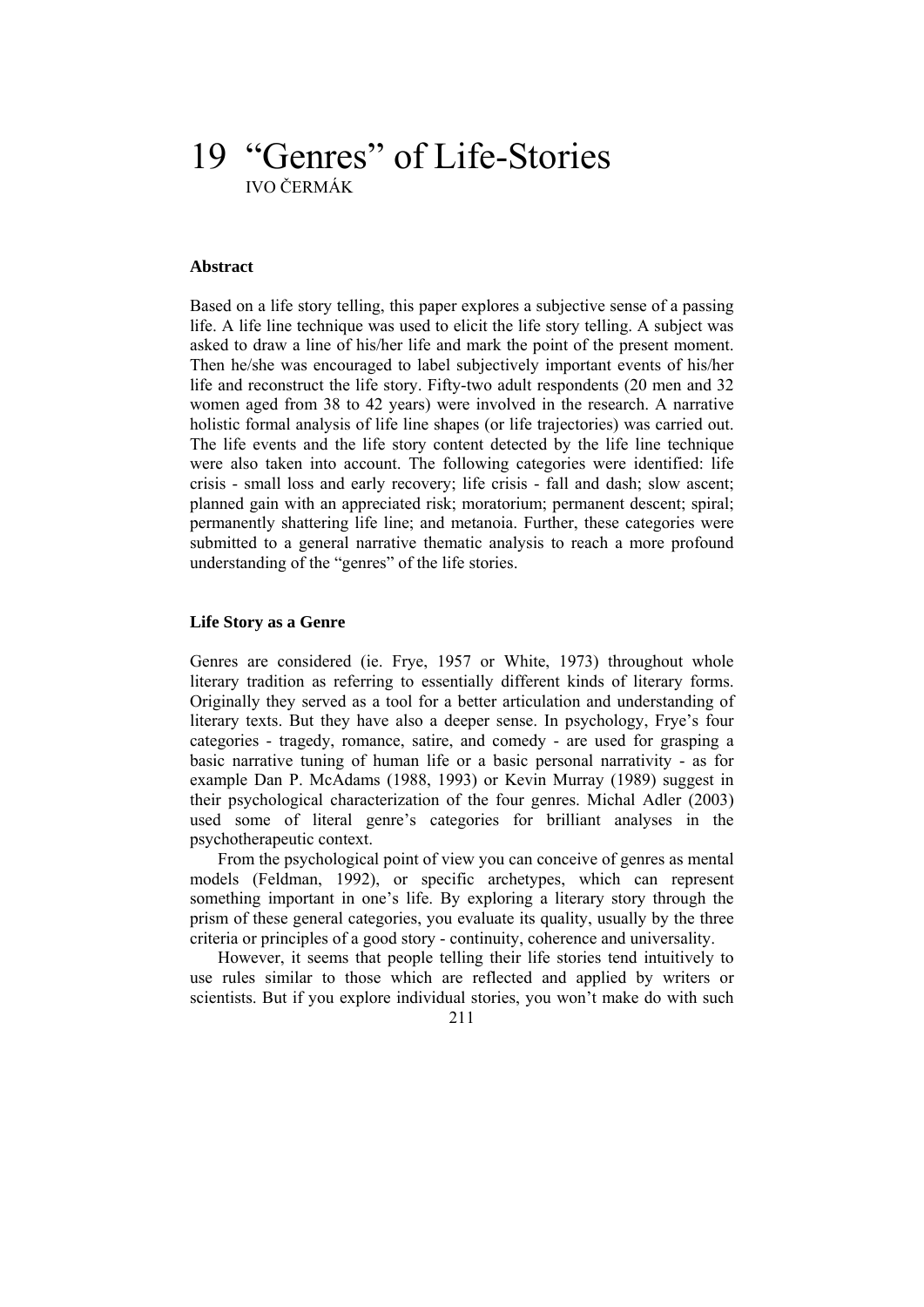# 19 "Genres" of Life-Stories

IVO ČERMÁK

### Abstract

Based on a life story telling, this paper explores a subjective sense of a passing life. A life line technique was used to elicit the life story telling. A subject was asked to draw a line of his/her life and mark the point of the present moment. Then he/she was encouraged to label subjectively important events of his/her life and reconstruct the life story. Fifty-two adult respondents (20 men and 32 women aged from 38 to 42 years) were involved in the research. A narrative holistic formal analysis of life line shapes (or life trajectories) was carried out. The life events and the life story content detected by the life line technique were also taken into account. The following categories were identified: life crisis - small loss and early recovery; life crisis - fall and dash; slow ascent; planned gain with an appreciated risk; moratorium; permanent descent; spiral; permanently shattering life line; and metanoia. Further, these categories were submitted to a general narrative thematic analysis to reach a more profound understanding of the "genres" of the life stories.

### Life Story as a Genre

Genres are considered (ie. Frye, 1957 or White, 1973) throughout whole literary tradition as referring to essentially different kinds of literary forms. Originally they served as a tool for a better articulation and understanding of literary texts. But they have also a deeper sense. In psychology, Frye's four categories - tragedy, romance, satire, and comedy - are used for grasping a basic narrative tuning of human life or a basic personal narrativity - as for example Dan P. McAdams (1988, 1993) or Kevin Murray (1989) suggest in their psychological characterization of the four genres. Michal Adler (2003) used some of literal genre's categories for brilliant analyses in the psychotherapeutic context.

From the psychological point of view you can conceive of genres as mental models (Feldman, 1992), or specific archetypes, which can represent something important in one's life. By exploring a literary story through the prism of these general categories, you evaluate its quality, usually by the three criteria or principles of a good story - continuity, coherence and universality.

However, it seems that people telling their life stories tend intuitively to use rules similar to those which are reflected and applied by writers or scientists. But if you explore individual stories, you won't make do with such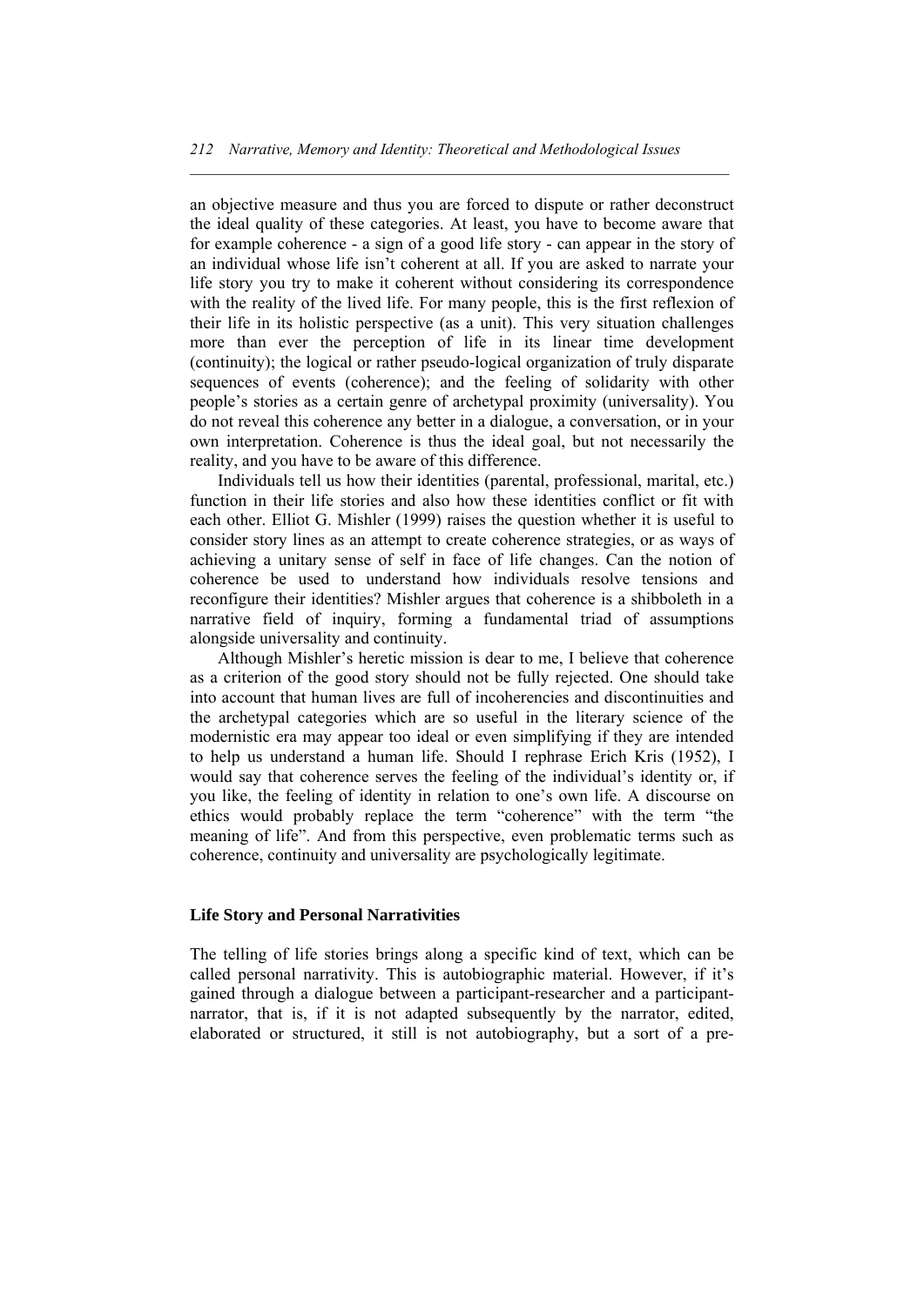an objective measure and thus you are forced to dispute or rather deconstruct the ideal quality of these categories. At least, you have to become aware that for example coherence - a sign of a good life story - can appear in the story of an individual whose life isn't coherent at all. If you are asked to narrate your life story you try to make it coherent without considering its correspondence with the reality of the lived life. For many people, this is the first reflexion of their life in its holistic perspective (as a unit). This very situation challenges more than ever the perception of life in its linear time development (continuity); the logical or rather pseudo-logical organization of truly disparate sequences of events (coherence); and the feeling of solidarity with other people's stories as a certain genre of archetypal proximity (universality). You do not reveal this coherence any better in a dialogue, a conversation, or in your own interpretation. Coherence is thus the ideal goal, but not necessarily the reality, and you have to be aware of this difference.

Individuals tell us how their identities (parental, professional, marital, etc.) function in their life stories and also how these identities conflict or fit with each other. Elliot G. Mishler (1999) raises the question whether it is useful to consider story lines as an attempt to create coherence strategies, or as ways of achieving a unitary sense of self in face of life changes. Can the notion of coherence be used to understand how individuals resolve tensions and reconfigure their identities? Mishler argues that coherence is a shibboleth in a narrative field of inquiry, forming a fundamental triad of assumptions alongside universality and continuity.

Although Mishler's heretic mission is dear to me, I believe that coherence as a criterion of the good story should not be fully rejected. One should take into account that human lives are full of incoherencies and discontinuities and the archetypal categories which are so useful in the literary science of the modernistic era may appear too ideal or even simplifying if they are intended to help us understand a human life. Should I rephrase Erich Kris (1952), I would say that coherence serves the feeling of the individual's identity or, if you like, the feeling of identity in relation to one's own life. A discourse on ethics would probably replace the term "coherence" with the term "the meaning of life". And from this perspective, even problematic terms such as coherence, continuity and universality are psychologically legitimate.

### Life Story and Personal Narrativities

The telling of life stories brings along a specific kind of text, which can be called personal narrativity. This is autobiographic material. However, if it's gained through a dialogue between a participant-researcher and a participant-narrator, that is, if it is not adapted subsequently by the narrator, edited, elaborated or structured, it still is not autobiography, but a sort of a pre-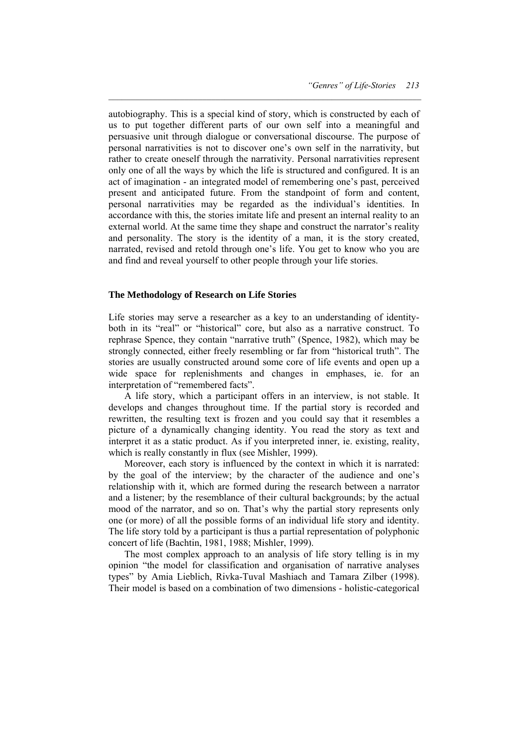autobiography. This is a special kind of story, which is constructed by each of us to put together different parts of our own self into a meaningful and persuasive unit through dialogue or conversational discourse. The purpose of personal narrativities is not to discover one's own self in the narrativity, but rather to create oneself through the narrativity. Personal narrativities represent only one of all the ways by which the life is structured and configured. It is an act of imagination - an integrated model of remembering one's past, perceived present and anticipated future. From the standpoint of form and content, personal narrativities may be regarded as the individual's identities. In accordance with this, the stories imitate life and present an internal reality to an external world. At the same time they shape and construct the narrator's reality and personality. The story is the identity of a man, it is the story created, narrated, revised and retold through one's life. You get to know who you are and find and reveal yourself to other people through your life stories.

### The Methodology of Research on Life Stories

Life stories may serve a researcher as a key to an understanding of identity- both in its "real" or "historical" core, but also as a narrative construct. To rephrase Spence, they contain "narrative truth" (Spence, 1982), which may be strongly connected, either freely resembling or far from "historical truth". The stories are usually constructed around some core of life events and open up a wide space for replenishments and changes in emphases, ie. for an interpretation of "remembered facts".

A life story, which a participant offers in an interview, is not stable. It develops and changes throughout time. If the partial story is recorded and rewritten, the resulting text is frozen and you could say that it resembles a picture of a dynamically changing identity. You read the story as text and interpret it as a static product. As if you interpreted inner, ie. existing, reality, which is really constantly in flux (see Mishler, 1999).

Moreover, each story is influenced by the context in which it is narrated: by the goal of the interview; by the character of the audience and one's relationship with it, which are formed during the research between a narrator and a listener; by the resemblance of their cultural backgrounds; by the actual mood of the narrator, and so on. That's why the partial story represents only one (or more) of all the possible forms of an individual life story and identity. The life story told by a participant is thus a partial representation of polyphonic concert of life (Bachtin, 1981, 1988; Mishler, 1999).

The most complex approach to an analysis of life story telling is in my opinion "the model for classification and organisation of narrative analyses types" by Amia Lieblich, Rivka-Tuval Mashiach and Tamara Zilber (1998). Their model is based on a combination of two dimensions - holistic-categorical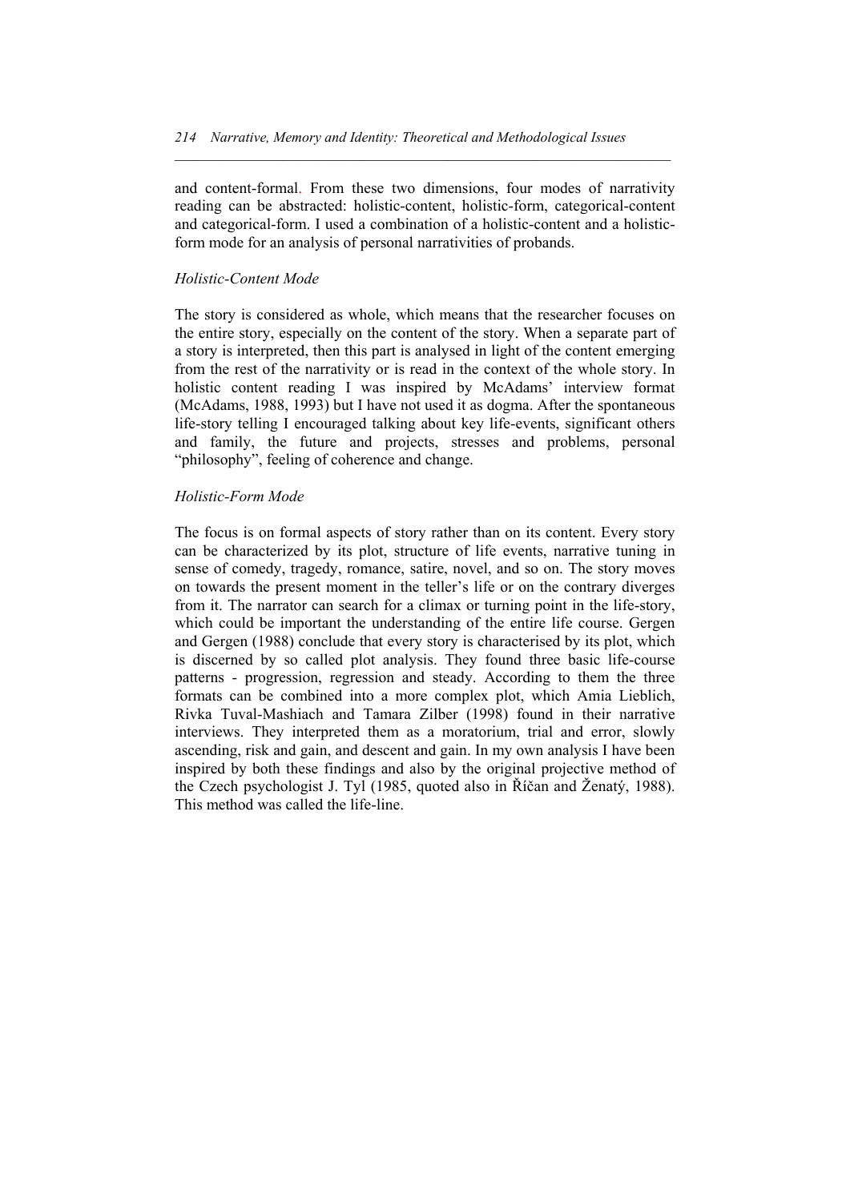and content-formal. From these two dimensions, four modes of narrativity reading can be abstracted: holistic-content, holistic-form, categorical-content and categorical-form. I used a combination of a holistic-content and a holistic-form mode for an analysis of personal narrativities of probands.

*Holistic-Content Mode*

The story is considered as whole, which means that the researcher focuses on the entire story, especially on the content of the story. When a separate part of a story is interpreted, then this part is analysed in light of the content emerging from the rest of the narrativity or is read in the context of the whole story. In holistic content reading I was inspired by McAdams' interview format (McAdams, 1988, 1993) but I have not used it as dogma. After the spontaneous life-story telling I encouraged talking about key life-events, significant others and family, the future and projects, stresses and problems, personal "philosophy", feeling of coherence and change.

*Holistic-Form Mode*

The focus is on formal aspects of story rather than on its content. Every story can be characterized by its plot, structure of life events, narrative tuning in sense of comedy, tragedy, romance, satire, novel, and so on. The story moves on towards the present moment in the teller's life or on the contrary diverges from it. The narrator can search for a climax or turning point in the life-story, which could be important the understanding of the entire life course. Gergen and Gergen (1988) conclude that every story is characterised by its plot, which is discerned by so called plot analysis. They found three basic life-course patterns - progression, regression and steady. According to them the three formats can be combined into a more complex plot, which Amia Lieblich, Rivka Tuval-Mashiach and Tamara Zilber (1998) found in their narrative interviews. They interpreted them as a moratorium, trial and error, slowly ascending, risk and gain, and descent and gain. In my own analysis I have been inspired by both these findings and also by the original projective method of the Czech psychologist J. Tyl (1985, quoted also in Říčan and Ženatý, 1988). This method was called the life-line.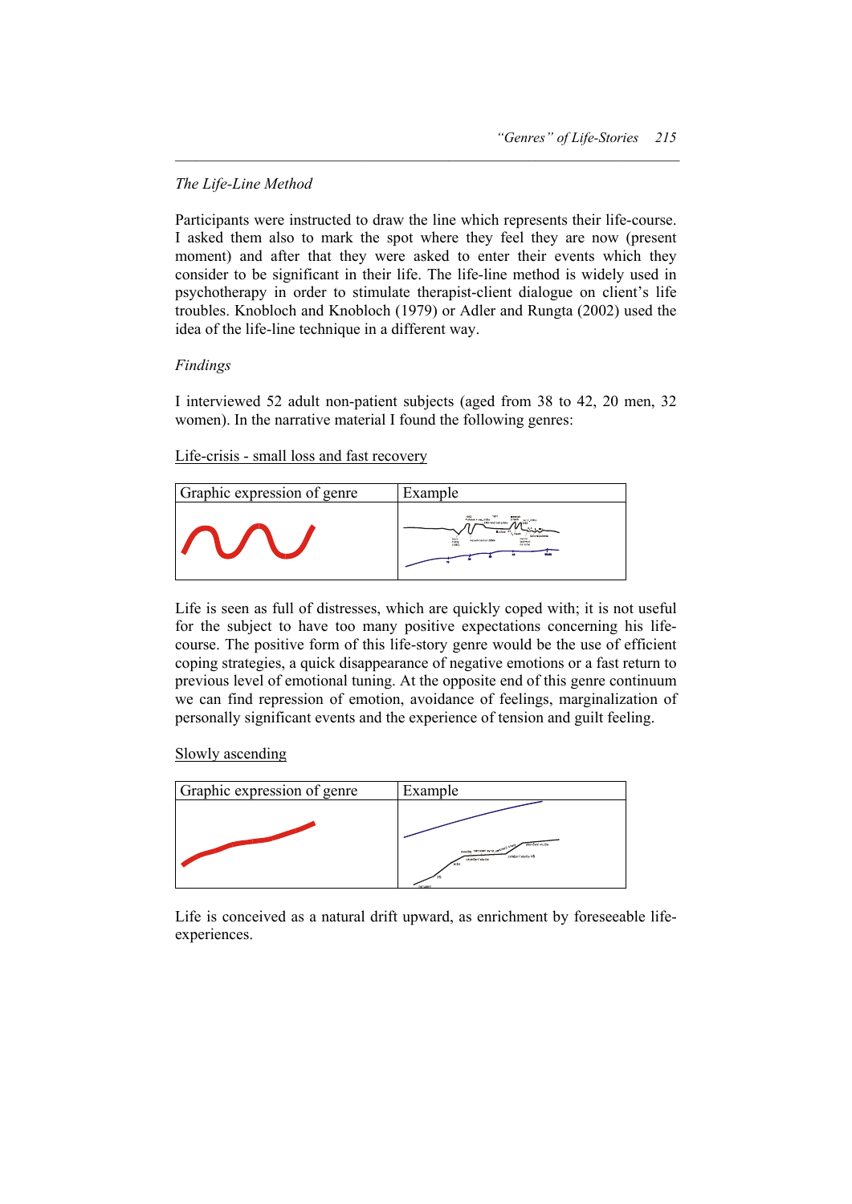*The Life-Line Method*

Participants were instructed to draw the line which represents their life-course. I asked them also to mark the spot where they feel they are now (present moment) and after that they were asked to enter their events which they consider to be significant in their life. The life-line method is widely used in psychotherapy in order to stimulate therapist-client dialogue on client's life troubles. Knobloch and Knobloch (1979) or Adler and Rungta (2002) used the idea of the life-line technique in a different way.

*Findings*

I interviewed 52 adult non-patient subjects (aged from 38 to 42, 20 men, 32 women). In the narrative material I found the following genres:

<u>Life-crisis - small loss and fast recovery</u>

| Graphic expression of genre | Example |
|---|---|
| | |

Life is seen as full of distresses, which are quickly coped with; it is not useful for the subject to have too many positive expectations concerning his life-course. The positive form of this life-story genre would be the use of efficient coping strategies, a quick disappearance of negative emotions or a fast return to previous level of emotional tuning. At the opposite end of this genre continuum we can find repression of emotion, avoidance of feelings, marginalization of personally significant events and the experience of tension and guilt feeling.

<u>Slowly ascending</u>

| Graphic expression of genre | Example |
|---|---|
| | |

Life is conceived as a natural drift upward, as enrichment by foreseeable life-experiences.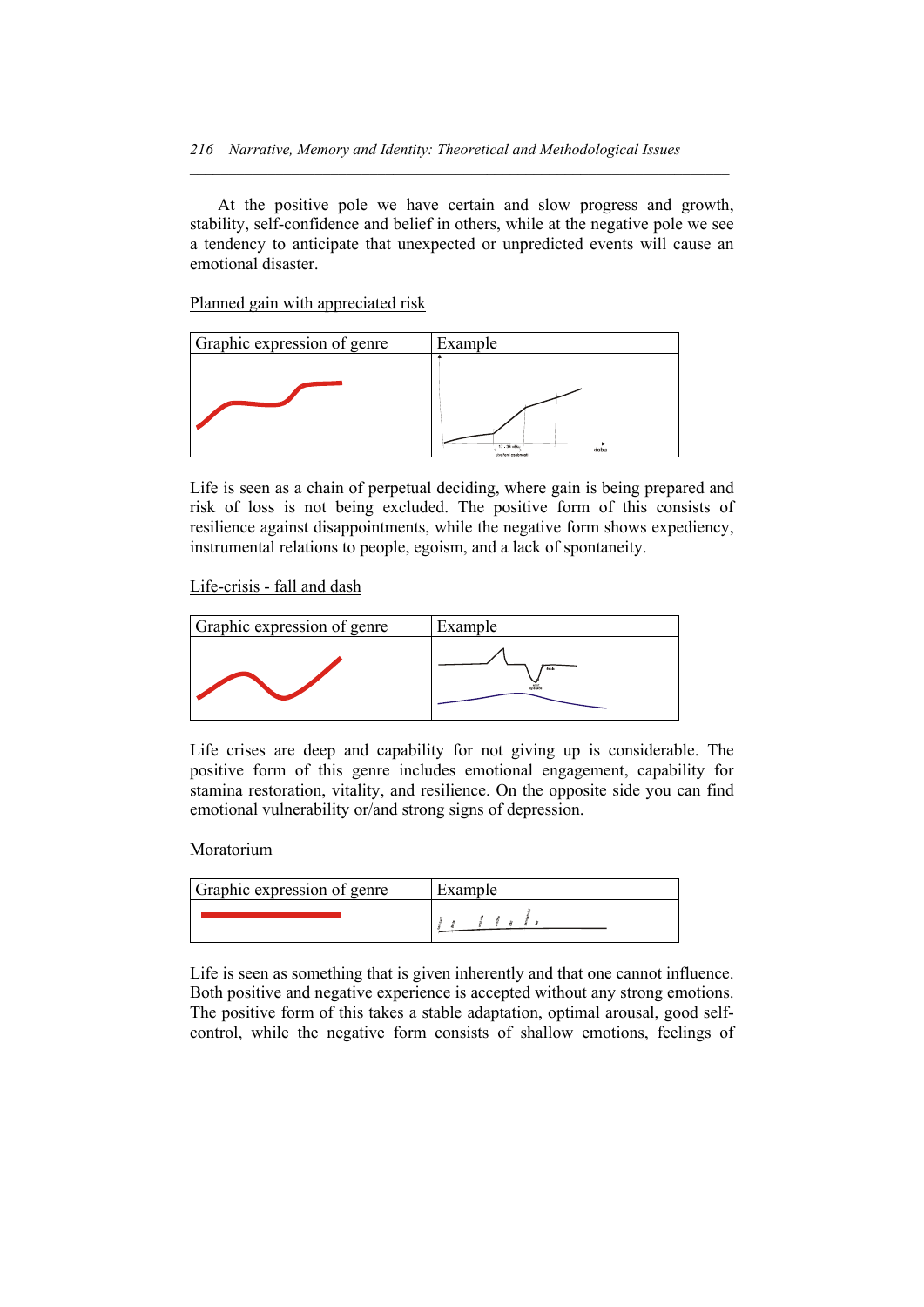At the positive pole we have certain and slow progress and growth, stability, self-confidence and belief in others, while at the negative pole we see a tendency to anticipate that unexpected or unpredicted events will cause an emotional disaster.

Planned gain with appreciated risk

| Graphic expression of genre | Example |
|---|---|
| | |

Life is seen as a chain of perpetual deciding, where gain is being prepared and risk of loss is not being excluded. The positive form of this consists of resilience against disappointments, while the negative form shows expediency, instrumental relations to people, egoism, and a lack of spontaneity.

Life-crisis - fall and dash

| Graphic expression of genre | Example |
|---|---|
| | |

Life crises are deep and capability for not giving up is considerable. The positive form of this genre includes emotional engagement, capability for stamina restoration, vitality, and resilience. On the opposite side you can find emotional vulnerability or/and strong signs of depression.

Moratorium

| Graphic expression of genre | Example |
|---|---|
| | |

Life is seen as something that is given inherently and that one cannot influence. Both positive and negative experience is accepted without any strong emotions. The positive form of this takes a stable adaptation, optimal arousal, good self-control, while the negative form consists of shallow emotions, feelings of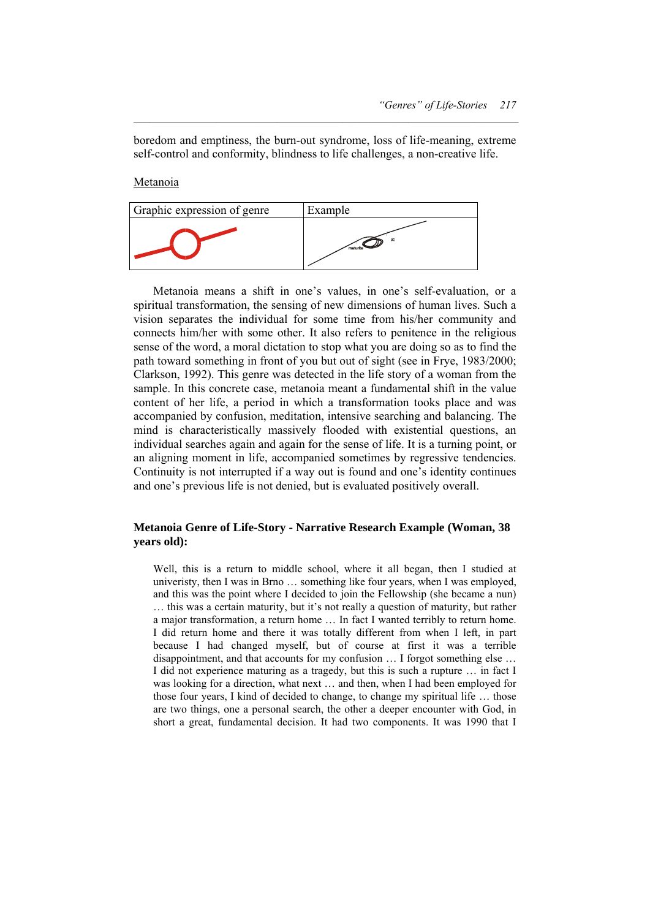boredom and emptiness, the burn-out syndrome, loss of life-meaning, extreme self-control and conformity, blindness to life challenges, a non-creative life.

Metanoia

| Graphic expression of genre | Example |
| --- | --- |
| | maturita |

Metanoia means a shift in one's values, in one's self-evaluation, or a spiritual transformation, the sensing of new dimensions of human lives. Such a vision separates the individual for some time from his/her community and connects him/her with some other. It also refers to penitence in the religious sense of the word, a moral dictation to stop what you are doing so as to find the path toward something in front of you but out of sight (see in Frye, 1983/2000; Clarkson, 1992). This genre was detected in the life story of a woman from the sample. In this concrete case, metanoia meant a fundamental shift in the value content of her life, a period in which a transformation tooks place and was accompanied by confusion, meditation, intensive searching and balancing. The mind is characteristically massively flooded with existential questions, an individual searches again and again for the sense of life. It is a turning point, or an aligning moment in life, accompanied sometimes by regressive tendencies. Continuity is not interrupted if a way out is found and one's identity continues and one's previous life is not denied, but is evaluated positively overall.

**Metanoia Genre of Life-Story - Narrative Research Example (Woman, 38 years old):**

> Well, this is a return to middle school, where it all began, then I studied at univeristy, then I was in Brno … something like four years, when I was employed, and this was the point where I decided to join the Fellowship (she became a nun) … this was a certain maturity, but it's not really a question of maturity, but rather a major transformation, a return home … In fact I wanted terribly to return home. I did return home and there it was totally different from when I left, in part because I had changed myself, but of course at first it was a terrible disappointment, and that accounts for my confusion … I forgot something else … I did not experience maturing as a tragedy, but this is such a rupture … in fact I was looking for a direction, what next … and then, when I had been employed for those four years, I kind of decided to change, to change my spiritual life … those are two things, one a personal search, the other a deeper encounter with God, in short a great, fundamental decision. It had two components. It was 1990 that I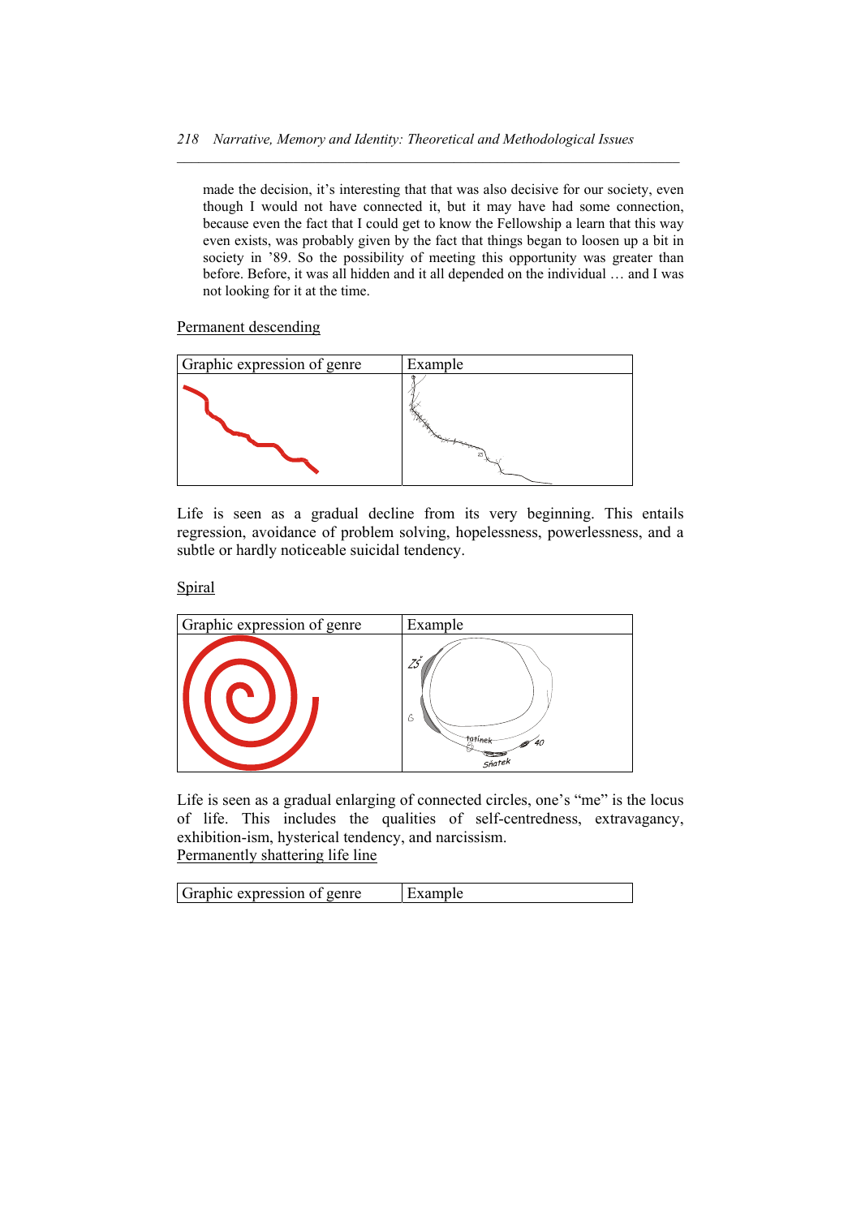> made the decision, it's interesting that that was also decisive for our society, even though I would not have connected it, but it may have had some connection, because even the fact that I could get to know the Fellowship a learn that this way even exists, was probably given by the fact that things began to loosen up a bit in society in '89. So the possibility of meeting this opportunity was greater than before. Before, it was all hidden and it all depended on the individual … and I was not looking for it at the time.

Permanent descending

| Graphic expression of genre | Example |
|---|---|
| | |

Life is seen as a gradual decline from its very beginning. This entails regression, avoidance of problem solving, hopelessness, powerlessness, and a subtle or hardly noticeable suicidal tendency.

Spiral

| Graphic expression of genre | Example |
|---|---|
| | ZŠ, G, tatínek, 40, sňatek |

Life is seen as a gradual enlarging of connected circles, one's "me" is the locus of life. This includes the qualities of self-centredness, extravagancy, exhibition-ism, hysterical tendency, and narcissism.

Permanently shattering life line

| Graphic expression of genre | Example |
|---|---|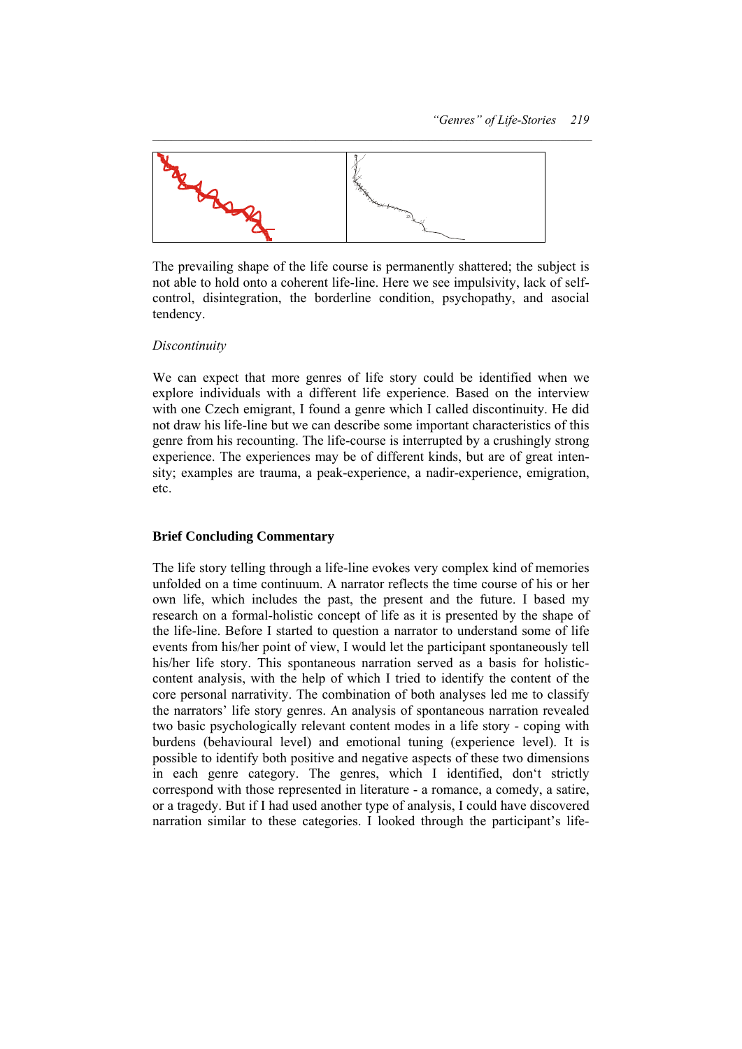The prevailing shape of the life course is permanently shattered; the subject is not able to hold onto a coherent life-line. Here we see impulsivity, lack of self-control, disintegration, the borderline condition, psychopathy, and asocial tendency.

*Discontinuity*

We can expect that more genres of life story could be identified when we explore individuals with a different life experience. Based on the interview with one Czech emigrant, I found a genre which I called discontinuity. He did not draw his life-line but we can describe some important characteristics of this genre from his recounting. The life-course is interrupted by a crushingly strong experience. The experiences may be of different kinds, but are of great intensity; examples are trauma, a peak-experience, a nadir-experience, emigration, etc.

## Brief Concluding Commentary

The life story telling through a life-line evokes very complex kind of memories unfolded on a time continuum. A narrator reflects the time course of his or her own life, which includes the past, the present and the future. I based my research on a formal-holistic concept of life as it is presented by the shape of the life-line. Before I started to question a narrator to understand some of life events from his/her point of view, I would let the participant spontaneously tell his/her life story. This spontaneous narration served as a basis for holistic-content analysis, with the help of which I tried to identify the content of the core personal narrativity. The combination of both analyses led me to classify the narrators' life story genres. An analysis of spontaneous narration revealed two basic psychologically relevant content modes in a life story - coping with burdens (behavioural level) and emotional tuning (experience level). It is possible to identify both positive and negative aspects of these two dimensions in each genre category. The genres, which I identified, don't strictly correspond with those represented in literature - a romance, a comedy, a satire, or a tragedy. But if I had used another type of analysis, I could have discovered narration similar to these categories. I looked through the participant's life-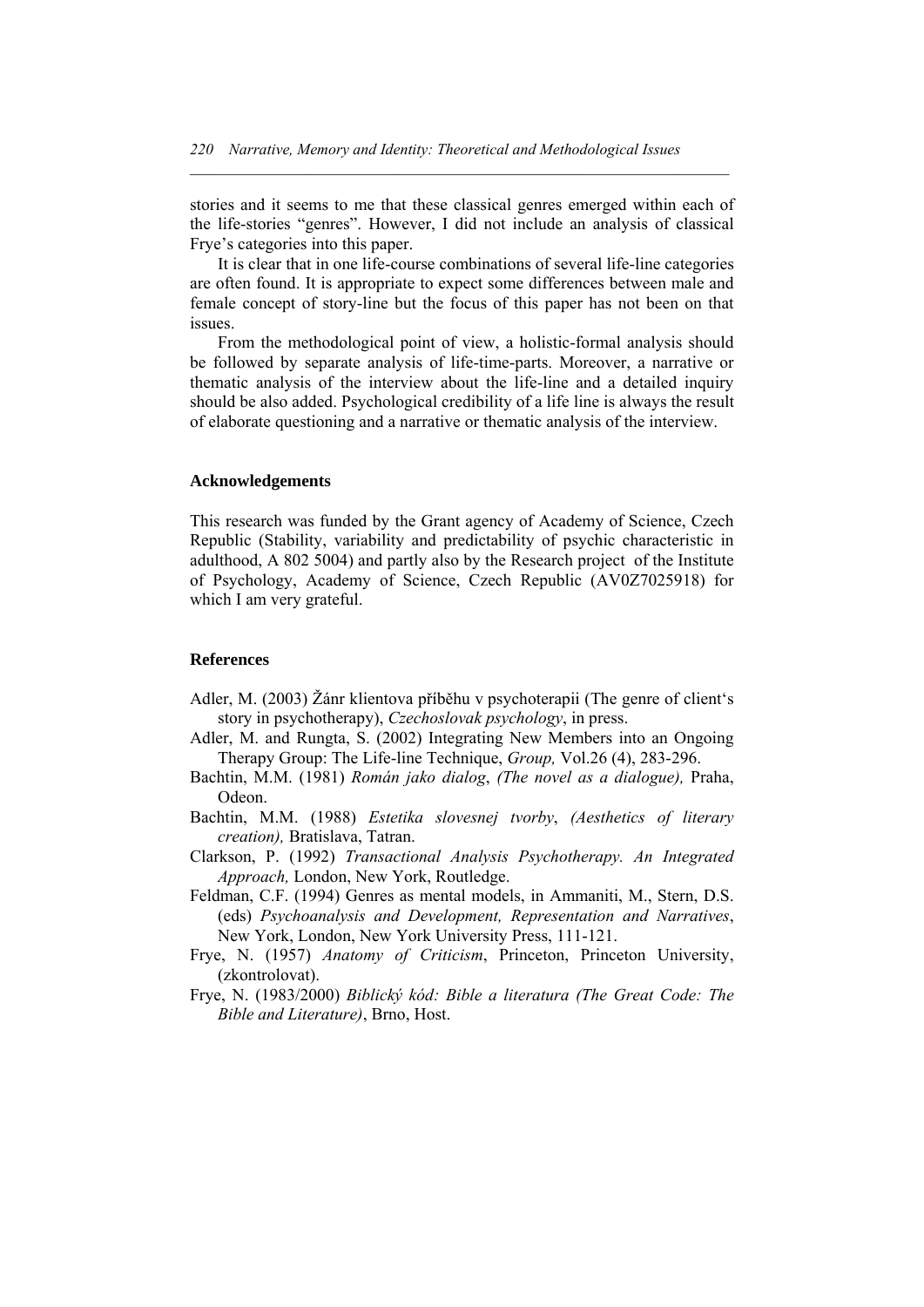stories and it seems to me that these classical genres emerged within each of the life-stories "genres". However, I did not include an analysis of classical Frye's categories into this paper.

It is clear that in one life-course combinations of several life-line categories are often found. It is appropriate to expect some differences between male and female concept of story-line but the focus of this paper has not been on that issues.

From the methodological point of view, a holistic-formal analysis should be followed by separate analysis of life-time-parts. Moreover, a narrative or thematic analysis of the interview about the life-line and a detailed inquiry should be also added. Psychological credibility of a life line is always the result of elaborate questioning and a narrative or thematic analysis of the interview.

### Acknowledgements

This research was funded by the Grant agency of Academy of Science, Czech Republic (Stability, variability and predictability of psychic characteristic in adulthood, A 802 5004) and partly also by the Research project of the Institute of Psychology, Academy of Science, Czech Republic (AV0Z7025918) for which I am very grateful.

### References

Adler, M. (2003) Žánr klientova příběhu v psychoterapii (The genre of client's story in psychotherapy), *Czechoslovak psychology*, in press.

Adler, M. and Rungta, S. (2002) Integrating New Members into an Ongoing Therapy Group: The Life-line Technique, *Group,* Vol.26 (4), 283-296.

Bachtin, M.M. (1981) *Román jako dialog*, *(The novel as a dialogue),* Praha, Odeon.

Bachtin, M.M. (1988) *Estetika slovesnej tvorby*, *(Aesthetics of literary creation),* Bratislava, Tatran.

Clarkson, P. (1992) *Transactional Analysis Psychotherapy. An Integrated Approach,* London, New York, Routledge.

Feldman, C.F. (1994) Genres as mental models, in Ammaniti, M., Stern, D.S. (eds) *Psychoanalysis and Development, Representation and Narratives*, New York, London, New York University Press, 111-121.

Frye, N. (1957) *Anatomy of Criticism*, Princeton, Princeton University, (zkontrolovat).

Frye, N. (1983/2000) *Biblický kód: Bible a literatura (The Great Code: The Bible and Literature)*, Brno, Host.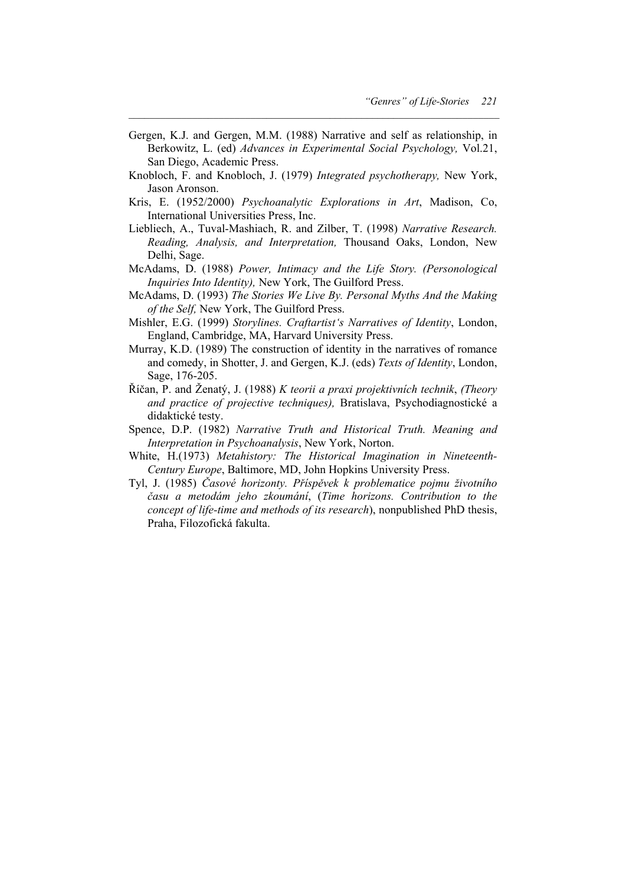Gergen, K.J. and Gergen, M.M. (1988) Narrative and self as relationship, in Berkowitz, L. (ed) *Advances in Experimental Social Psychology,* Vol.21, San Diego, Academic Press.

Knobloch, F. and Knobloch, J. (1979) *Integrated psychotherapy,* New York, Jason Aronson.

Kris, E. (1952/2000) *Psychoanalytic Explorations in Art*, Madison, Co, International Universities Press, Inc.

Liebliech, A., Tuval-Mashiach, R. and Zilber, T. (1998) *Narrative Research. Reading, Analysis, and Interpretation,* Thousand Oaks, London, New Delhi, Sage.

McAdams, D. (1988) *Power, Intimacy and the Life Story. (Personological Inquiries Into Identity),* New York, The Guilford Press.

McAdams, D. (1993) *The Stories We Live By. Personal Myths And the Making of the Self,* New York, The Guilford Press.

Mishler, E.G. (1999) *Storylines. Craftartist's Narratives of Identity*, London, England, Cambridge, MA, Harvard University Press.

Murray, K.D. (1989) The construction of identity in the narratives of romance and comedy, in Shotter, J. and Gergen, K.J. (eds) *Texts of Identity*, London, Sage, 176-205.

Říčan, P. and Ženatý, J. (1988) *K teorii a praxi projektivních technik*, *(Theory and practice of projective techniques),* Bratislava, Psychodiagnostické a didaktické testy.

Spence, D.P. (1982) *Narrative Truth and Historical Truth. Meaning and Interpretation in Psychoanalysis*, New York, Norton.

White, H.(1973) *Metahistory: The Historical Imagination in Nineteenth-Century Europe*, Baltimore, MD, John Hopkins University Press.

Tyl, J. (1985) *Časové horizonty. Příspěvek k problematice pojmu životního času a metodám jeho zkoumání*, (*Time horizons. Contribution to the concept of life-time and methods of its research*), nonpublished PhD thesis, Praha, Filozofická fakulta.